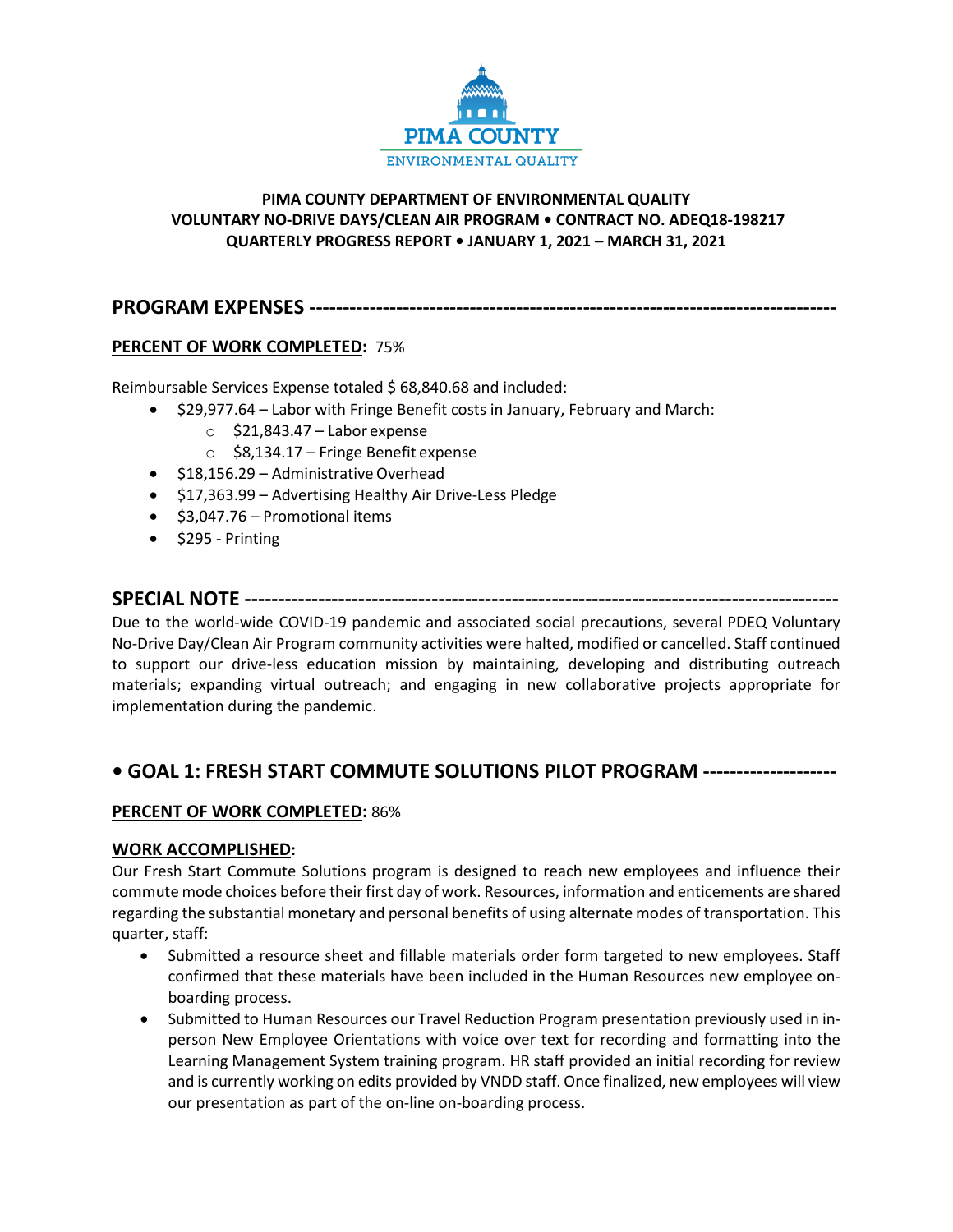PIMA COUNTY
ENVIRONMENTAL QUALITY

**PIMA COUNTY DEPARTMENT OF ENVIRONMENTAL QUALITY**
**VOLUNTARY NO-DRIVE DAYS/CLEAN AIR PROGRAM • CONTRACT NO. ADEQ18-198217**
**QUARTERLY PROGRESS REPORT • JANUARY 1, 2021 – MARCH 31, 2021**

## PROGRAM EXPENSES ---------------------------------------------------------------------------

**PERCENT OF WORK COMPLETED:** 75%

Reimbursable Services Expense totaled $ 68,840.68 and included:

- $29,977.64 – Labor with Fringe Benefit costs in January, February and March:
  - $21,843.47 – Labor expense
  - $8,134.17 – Fringe Benefit expense
- $18,156.29 – Administrative Overhead
- $17,363.99 – Advertising Healthy Air Drive-Less Pledge
- $3,047.76 – Promotional items
- $295 - Printing

## SPECIAL NOTE --------------------------------------------------------------------------------------

Due to the world-wide COVID-19 pandemic and associated social precautions, several PDEQ Voluntary No-Drive Day/Clean Air Program community activities were halted, modified or cancelled. Staff continued to support our drive-less education mission by maintaining, developing and distributing outreach materials; expanding virtual outreach; and engaging in new collaborative projects appropriate for implementation during the pandemic.

## • GOAL 1: FRESH START COMMUTE SOLUTIONS PILOT PROGRAM -------------------

**PERCENT OF WORK COMPLETED:** 86%

**WORK ACCOMPLISHED:**

Our Fresh Start Commute Solutions program is designed to reach new employees and influence their commute mode choices before their first day of work. Resources, information and enticements are shared regarding the substantial monetary and personal benefits of using alternate modes of transportation. This quarter, staff:

- Submitted a resource sheet and fillable materials order form targeted to new employees. Staff confirmed that these materials have been included in the Human Resources new employee on-boarding process.
- Submitted to Human Resources our Travel Reduction Program presentation previously used in in-person New Employee Orientations with voice over text for recording and formatting into the Learning Management System training program. HR staff provided an initial recording for review and is currently working on edits provided by VNDD staff. Once finalized, new employees will view our presentation as part of the on-line on-boarding process.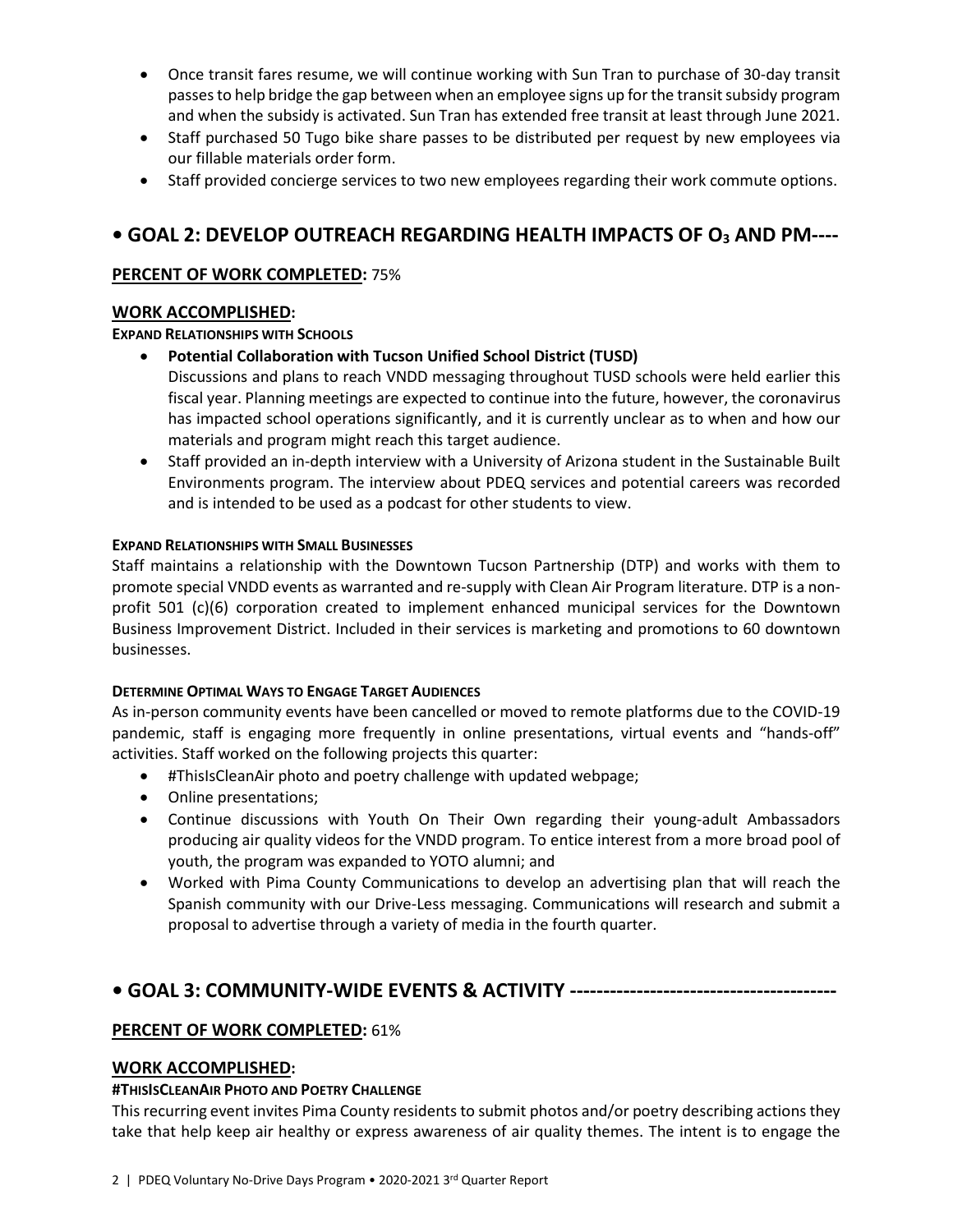- Once transit fares resume, we will continue working with Sun Tran to purchase of 30-day transit passes to help bridge the gap between when an employee signs up for the transit subsidy program and when the subsidy is activated. Sun Tran has extended free transit at least through June 2021.
- Staff purchased 50 Tugo bike share passes to be distributed per request by new employees via our fillable materials order form.
- Staff provided concierge services to two new employees regarding their work commute options.

## • GOAL 2: DEVELOP OUTREACH REGARDING HEALTH IMPACTS OF $O_3$ AND PM----

**PERCENT OF WORK COMPLETED:** 75%

### WORK ACCOMPLISHED:

**EXPAND RELATIONSHIPS WITH SCHOOLS**

- **Potential Collaboration with Tucson Unified School District (TUSD)**
  Discussions and plans to reach VNDD messaging throughout TUSD schools were held earlier this fiscal year. Planning meetings are expected to continue into the future, however, the coronavirus has impacted school operations significantly, and it is currently unclear as to when and how our materials and program might reach this target audience.
- Staff provided an in-depth interview with a University of Arizona student in the Sustainable Built Environments program. The interview about PDEQ services and potential careers was recorded and is intended to be used as a podcast for other students to view.

**EXPAND RELATIONSHIPS WITH SMALL BUSINESSES**

Staff maintains a relationship with the Downtown Tucson Partnership (DTP) and works with them to promote special VNDD events as warranted and re-supply with Clean Air Program literature. DTP is a non-profit 501 (c)(6) corporation created to implement enhanced municipal services for the Downtown Business Improvement District. Included in their services is marketing and promotions to 60 downtown businesses.

**DETERMINE OPTIMAL WAYS TO ENGAGE TARGET AUDIENCES**

As in-person community events have been cancelled or moved to remote platforms due to the COVID-19 pandemic, staff is engaging more frequently in online presentations, virtual events and "hands-off" activities. Staff worked on the following projects this quarter:

- #ThisIsCleanAir photo and poetry challenge with updated webpage;
- Online presentations;
- Continue discussions with Youth On Their Own regarding their young-adult Ambassadors producing air quality videos for the VNDD program. To entice interest from a more broad pool of youth, the program was expanded to YOTO alumni; and
- Worked with Pima County Communications to develop an advertising plan that will reach the Spanish community with our Drive-Less messaging. Communications will research and submit a proposal to advertise through a variety of media in the fourth quarter.

## • GOAL 3: COMMUNITY-WIDE EVENTS & ACTIVITY ----------------------------------------

**PERCENT OF WORK COMPLETED:** 61%

### WORK ACCOMPLISHED:

**#THISISCLEANAIR PHOTO AND POETRY CHALLENGE**

This recurring event invites Pima County residents to submit photos and/or poetry describing actions they take that help keep air healthy or express awareness of air quality themes. The intent is to engage the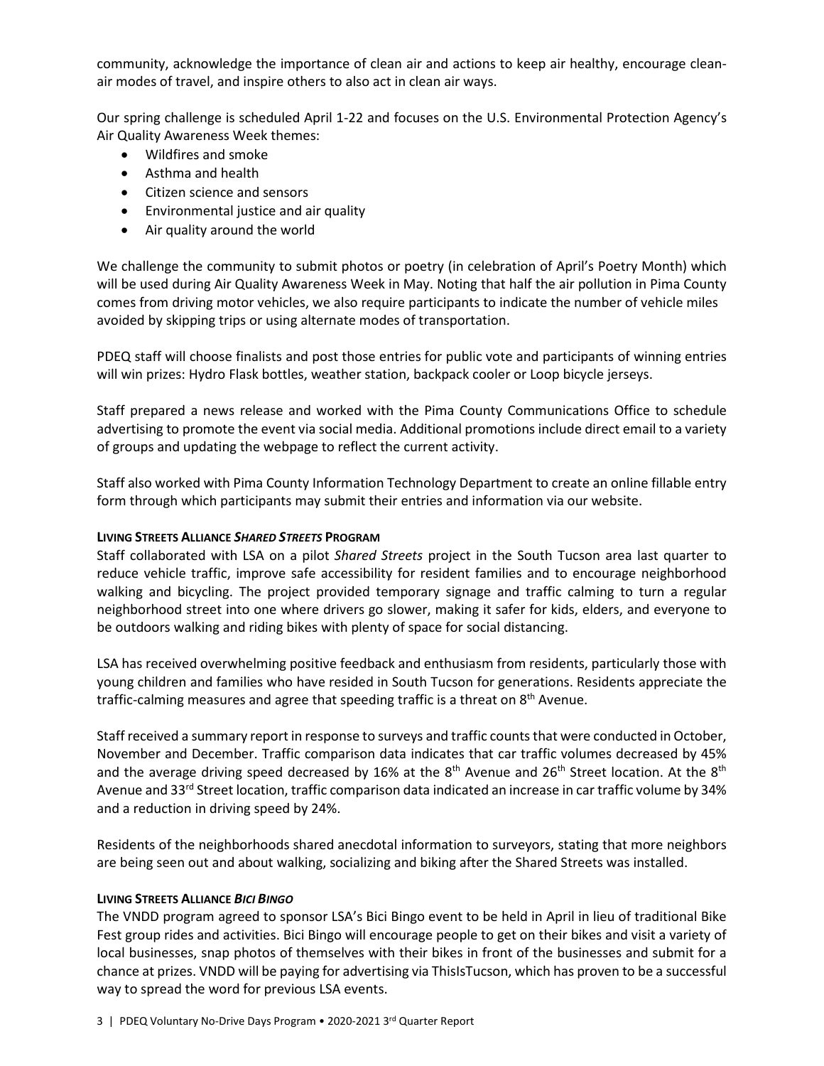community, acknowledge the importance of clean air and actions to keep air healthy, encourage clean-air modes of travel, and inspire others to also act in clean air ways.

Our spring challenge is scheduled April 1-22 and focuses on the U.S. Environmental Protection Agency's Air Quality Awareness Week themes:

- Wildfires and smoke
- Asthma and health
- Citizen science and sensors
- Environmental justice and air quality
- Air quality around the world

We challenge the community to submit photos or poetry (in celebration of April's Poetry Month) which will be used during Air Quality Awareness Week in May. Noting that half the air pollution in Pima County comes from driving motor vehicles, we also require participants to indicate the number of vehicle miles avoided by skipping trips or using alternate modes of transportation.

PDEQ staff will choose finalists and post those entries for public vote and participants of winning entries will win prizes: Hydro Flask bottles, weather station, backpack cooler or Loop bicycle jerseys.

Staff prepared a news release and worked with the Pima County Communications Office to schedule advertising to promote the event via social media. Additional promotions include direct email to a variety of groups and updating the webpage to reflect the current activity.

Staff also worked with Pima County Information Technology Department to create an online fillable entry form through which participants may submit their entries and information via our website.

**LIVING STREETS ALLIANCE *SHARED STREETS* PROGRAM**

Staff collaborated with LSA on a pilot *Shared Streets* project in the South Tucson area last quarter to reduce vehicle traffic, improve safe accessibility for resident families and to encourage neighborhood walking and bicycling. The project provided temporary signage and traffic calming to turn a regular neighborhood street into one where drivers go slower, making it safer for kids, elders, and everyone to be outdoors walking and riding bikes with plenty of space for social distancing.

LSA has received overwhelming positive feedback and enthusiasm from residents, particularly those with young children and families who have resided in South Tucson for generations. Residents appreciate the traffic-calming measures and agree that speeding traffic is a threat on 8th Avenue.

Staff received a summary report in response to surveys and traffic counts that were conducted in October, November and December. Traffic comparison data indicates that car traffic volumes decreased by 45% and the average driving speed decreased by 16% at the 8th Avenue and 26th Street location. At the 8th Avenue and 33rd Street location, traffic comparison data indicated an increase in car traffic volume by 34% and a reduction in driving speed by 24%.

Residents of the neighborhoods shared anecdotal information to surveyors, stating that more neighbors are being seen out and about walking, socializing and biking after the Shared Streets was installed.

**LIVING STREETS ALLIANCE *BICI BINGO***

The VNDD program agreed to sponsor LSA's Bici Bingo event to be held in April in lieu of traditional Bike Fest group rides and activities. Bici Bingo will encourage people to get on their bikes and visit a variety of local businesses, snap photos of themselves with their bikes in front of the businesses and submit for a chance at prizes. VNDD will be paying for advertising via ThisIsTucson, which has proven to be a successful way to spread the word for previous LSA events.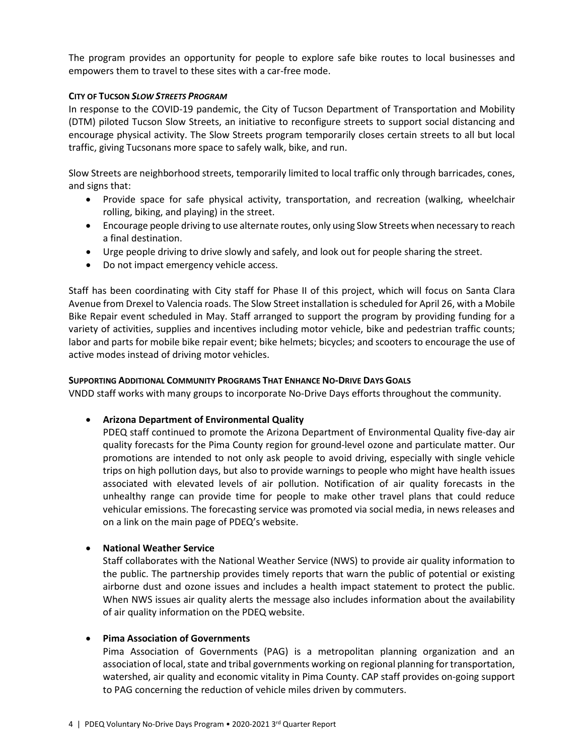The program provides an opportunity for people to explore safe bike routes to local businesses and empowers them to travel to these sites with a car-free mode.

#### CITY OF TUCSON *SLOW STREETS PROGRAM*

In response to the COVID-19 pandemic, the City of Tucson Department of Transportation and Mobility (DTM) piloted Tucson Slow Streets, an initiative to reconfigure streets to support social distancing and encourage physical activity. The Slow Streets program temporarily closes certain streets to all but local traffic, giving Tucsonans more space to safely walk, bike, and run.

Slow Streets are neighborhood streets, temporarily limited to local traffic only through barricades, cones, and signs that:

- Provide space for safe physical activity, transportation, and recreation (walking, wheelchair rolling, biking, and playing) in the street.
- Encourage people driving to use alternate routes, only using Slow Streets when necessary to reach a final destination.
- Urge people driving to drive slowly and safely, and look out for people sharing the street.
- Do not impact emergency vehicle access.

Staff has been coordinating with City staff for Phase II of this project, which will focus on Santa Clara Avenue from Drexel to Valencia roads. The Slow Street installation is scheduled for April 26, with a Mobile Bike Repair event scheduled in May. Staff arranged to support the program by providing funding for a variety of activities, supplies and incentives including motor vehicle, bike and pedestrian traffic counts; labor and parts for mobile bike repair event; bike helmets; bicycles; and scooters to encourage the use of active modes instead of driving motor vehicles.

#### SUPPORTING ADDITIONAL COMMUNITY PROGRAMS THAT ENHANCE NO-DRIVE DAYS GOALS

VNDD staff works with many groups to incorporate No-Drive Days efforts throughout the community.

- **Arizona Department of Environmental Quality**

  PDEQ staff continued to promote the Arizona Department of Environmental Quality five-day air quality forecasts for the Pima County region for ground-level ozone and particulate matter. Our promotions are intended to not only ask people to avoid driving, especially with single vehicle trips on high pollution days, but also to provide warnings to people who might have health issues associated with elevated levels of air pollution. Notification of air quality forecasts in the unhealthy range can provide time for people to make other travel plans that could reduce vehicular emissions. The forecasting service was promoted via social media, in news releases and on a link on the main page of PDEQ's website.

- **National Weather Service**

  Staff collaborates with the National Weather Service (NWS) to provide air quality information to the public. The partnership provides timely reports that warn the public of potential or existing airborne dust and ozone issues and includes a health impact statement to protect the public. When NWS issues air quality alerts the message also includes information about the availability of air quality information on the PDEQ website.

- **Pima Association of Governments**

  Pima Association of Governments (PAG) is a metropolitan planning organization and an association of local, state and tribal governments working on regional planning for transportation, watershed, air quality and economic vitality in Pima County. CAP staff provides on-going support to PAG concerning the reduction of vehicle miles driven by commuters.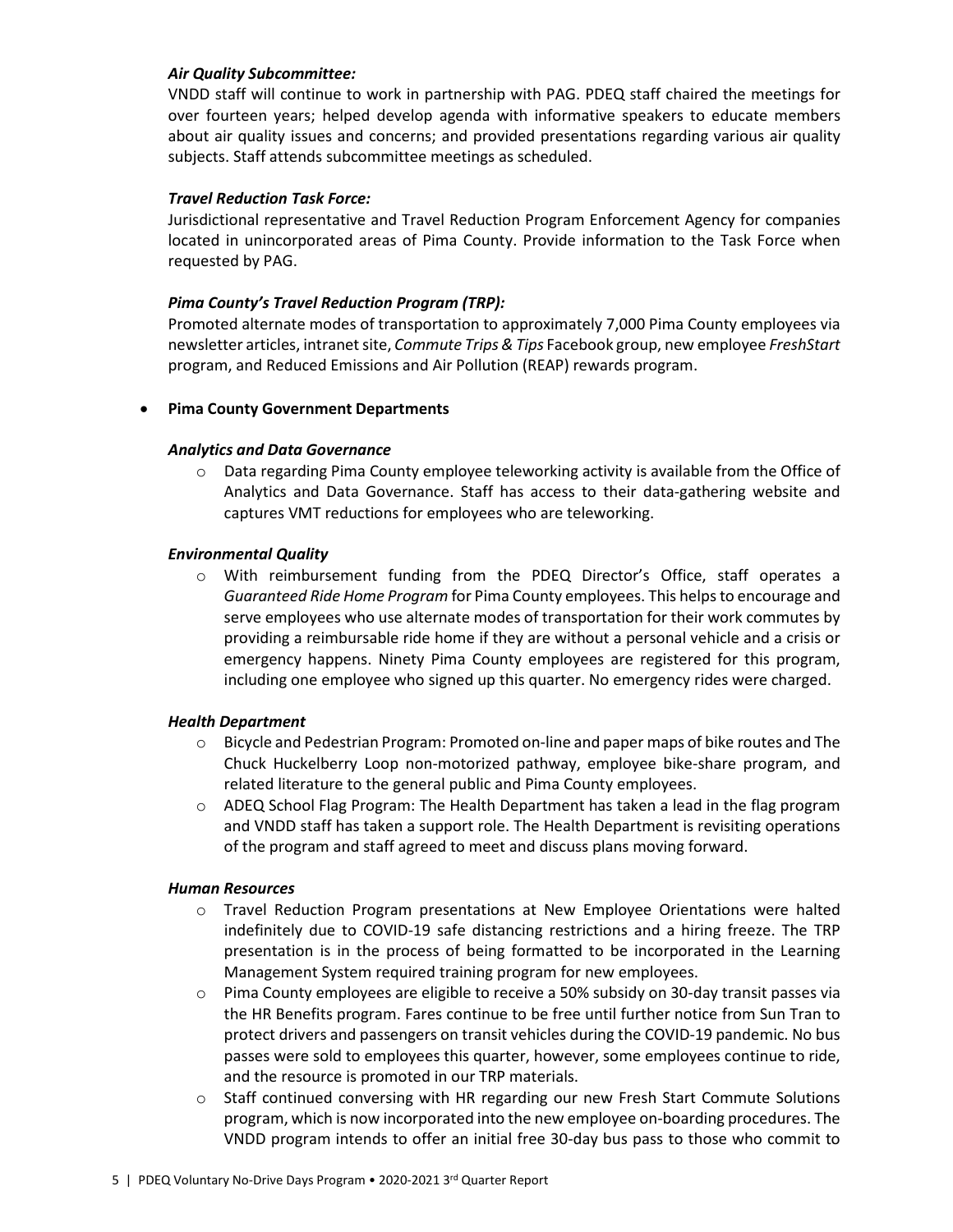***Air Quality Subcommittee:***

VNDD staff will continue to work in partnership with PAG. PDEQ staff chaired the meetings for over fourteen years; helped develop agenda with informative speakers to educate members about air quality issues and concerns; and provided presentations regarding various air quality subjects. Staff attends subcommittee meetings as scheduled.

***Travel Reduction Task Force:***

Jurisdictional representative and Travel Reduction Program Enforcement Agency for companies located in unincorporated areas of Pima County. Provide information to the Task Force when requested by PAG.

***Pima County's Travel Reduction Program (TRP):***

Promoted alternate modes of transportation to approximately 7,000 Pima County employees via newsletter articles, intranet site, *Commute Trips & Tips* Facebook group, new employee *FreshStart* program, and Reduced Emissions and Air Pollution (REAP) rewards program.

- **Pima County Government Departments**

  ***Analytics and Data Governance***

  - Data regarding Pima County employee teleworking activity is available from the Office of Analytics and Data Governance. Staff has access to their data-gathering website and captures VMT reductions for employees who are teleworking.

  ***Environmental Quality***

  - With reimbursement funding from the PDEQ Director's Office, staff operates a *Guaranteed Ride Home Program* for Pima County employees. This helps to encourage and serve employees who use alternate modes of transportation for their work commutes by providing a reimbursable ride home if they are without a personal vehicle and a crisis or emergency happens. Ninety Pima County employees are registered for this program, including one employee who signed up this quarter. No emergency rides were charged.

  ***Health Department***

  - Bicycle and Pedestrian Program: Promoted on-line and paper maps of bike routes and The Chuck Huckelberry Loop non-motorized pathway, employee bike-share program, and related literature to the general public and Pima County employees.
  - ADEQ School Flag Program: The Health Department has taken a lead in the flag program and VNDD staff has taken a support role. The Health Department is revisiting operations of the program and staff agreed to meet and discuss plans moving forward.

  ***Human Resources***

  - Travel Reduction Program presentations at New Employee Orientations were halted indefinitely due to COVID-19 safe distancing restrictions and a hiring freeze. The TRP presentation is in the process of being formatted to be incorporated in the Learning Management System required training program for new employees.
  - Pima County employees are eligible to receive a 50% subsidy on 30-day transit passes via the HR Benefits program. Fares continue to be free until further notice from Sun Tran to protect drivers and passengers on transit vehicles during the COVID-19 pandemic. No bus passes were sold to employees this quarter, however, some employees continue to ride, and the resource is promoted in our TRP materials.
  - Staff continued conversing with HR regarding our new Fresh Start Commute Solutions program, which is now incorporated into the new employee on-boarding procedures. The VNDD program intends to offer an initial free 30-day bus pass to those who commit to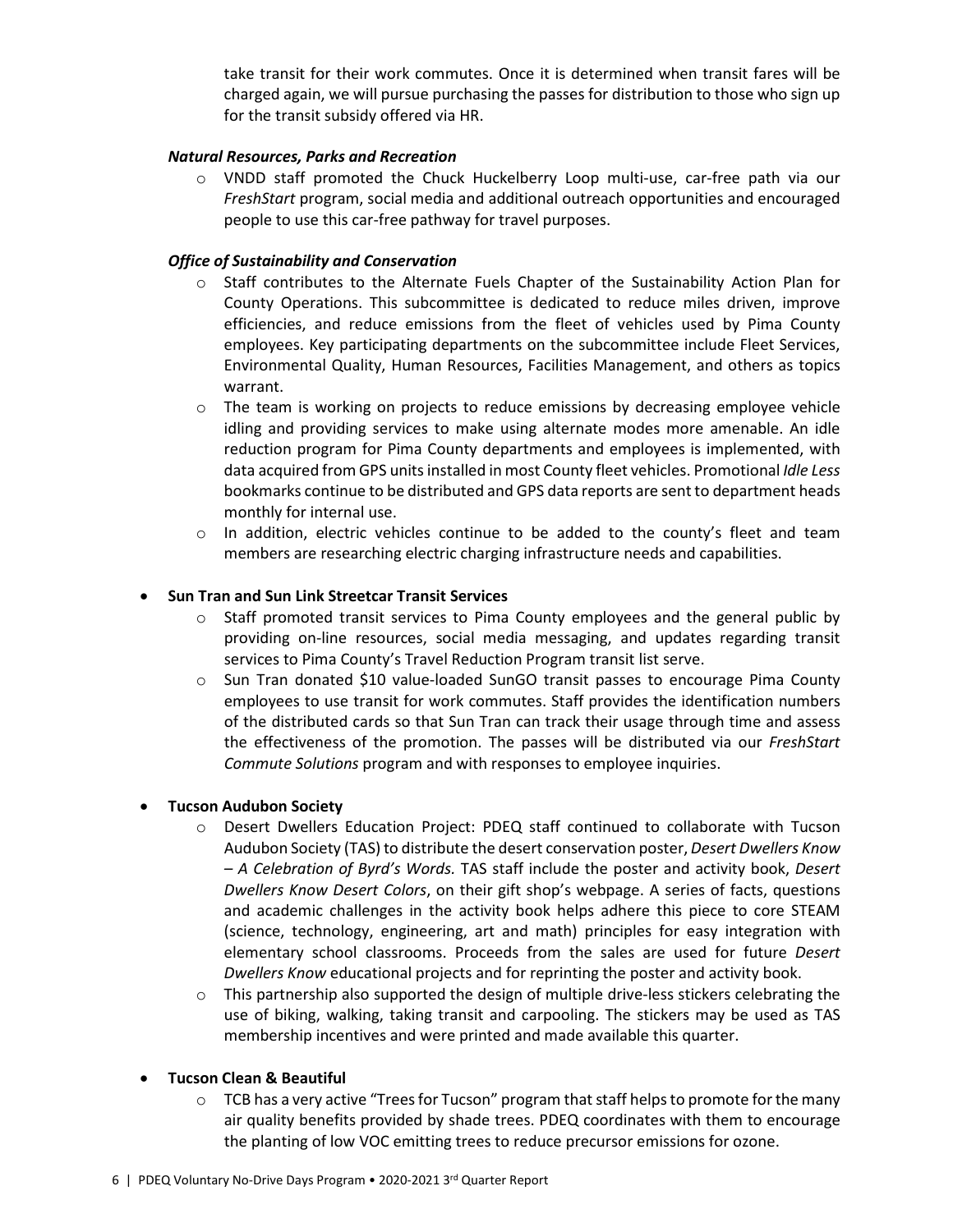take transit for their work commutes. Once it is determined when transit fares will be charged again, we will pursue purchasing the passes for distribution to those who sign up for the transit subsidy offered via HR.

***Natural Resources, Parks and Recreation***

- VNDD staff promoted the Chuck Huckelberry Loop multi-use, car-free path via our *FreshStart* program, social media and additional outreach opportunities and encouraged people to use this car-free pathway for travel purposes.

***Office of Sustainability and Conservation***

- Staff contributes to the Alternate Fuels Chapter of the Sustainability Action Plan for County Operations. This subcommittee is dedicated to reduce miles driven, improve efficiencies, and reduce emissions from the fleet of vehicles used by Pima County employees. Key participating departments on the subcommittee include Fleet Services, Environmental Quality, Human Resources, Facilities Management, and others as topics warrant.
- The team is working on projects to reduce emissions by decreasing employee vehicle idling and providing services to make using alternate modes more amenable. An idle reduction program for Pima County departments and employees is implemented, with data acquired from GPS units installed in most County fleet vehicles. Promotional *Idle Less* bookmarks continue to be distributed and GPS data reports are sent to department heads monthly for internal use.
- In addition, electric vehicles continue to be added to the county's fleet and team members are researching electric charging infrastructure needs and capabilities.

- **Sun Tran and Sun Link Streetcar Transit Services**
  - Staff promoted transit services to Pima County employees and the general public by providing on-line resources, social media messaging, and updates regarding transit services to Pima County's Travel Reduction Program transit list serve.
  - Sun Tran donated $10 value-loaded SunGO transit passes to encourage Pima County employees to use transit for work commutes. Staff provides the identification numbers of the distributed cards so that Sun Tran can track their usage through time and assess the effectiveness of the promotion. The passes will be distributed via our *FreshStart Commute Solutions* program and with responses to employee inquiries.

- **Tucson Audubon Society**
  - Desert Dwellers Education Project: PDEQ staff continued to collaborate with Tucson Audubon Society (TAS) to distribute the desert conservation poster, *Desert Dwellers Know – A Celebration of Byrd's Words.* TAS staff include the poster and activity book, *Desert Dwellers Know Desert Colors*, on their gift shop's webpage. A series of facts, questions and academic challenges in the activity book helps adhere this piece to core STEAM (science, technology, engineering, art and math) principles for easy integration with elementary school classrooms. Proceeds from the sales are used for future *Desert Dwellers Know* educational projects and for reprinting the poster and activity book.
  - This partnership also supported the design of multiple drive-less stickers celebrating the use of biking, walking, taking transit and carpooling. The stickers may be used as TAS membership incentives and were printed and made available this quarter.

- **Tucson Clean & Beautiful**
  - TCB has a very active "Trees for Tucson" program that staff helps to promote for the many air quality benefits provided by shade trees. PDEQ coordinates with them to encourage the planting of low VOC emitting trees to reduce precursor emissions for ozone.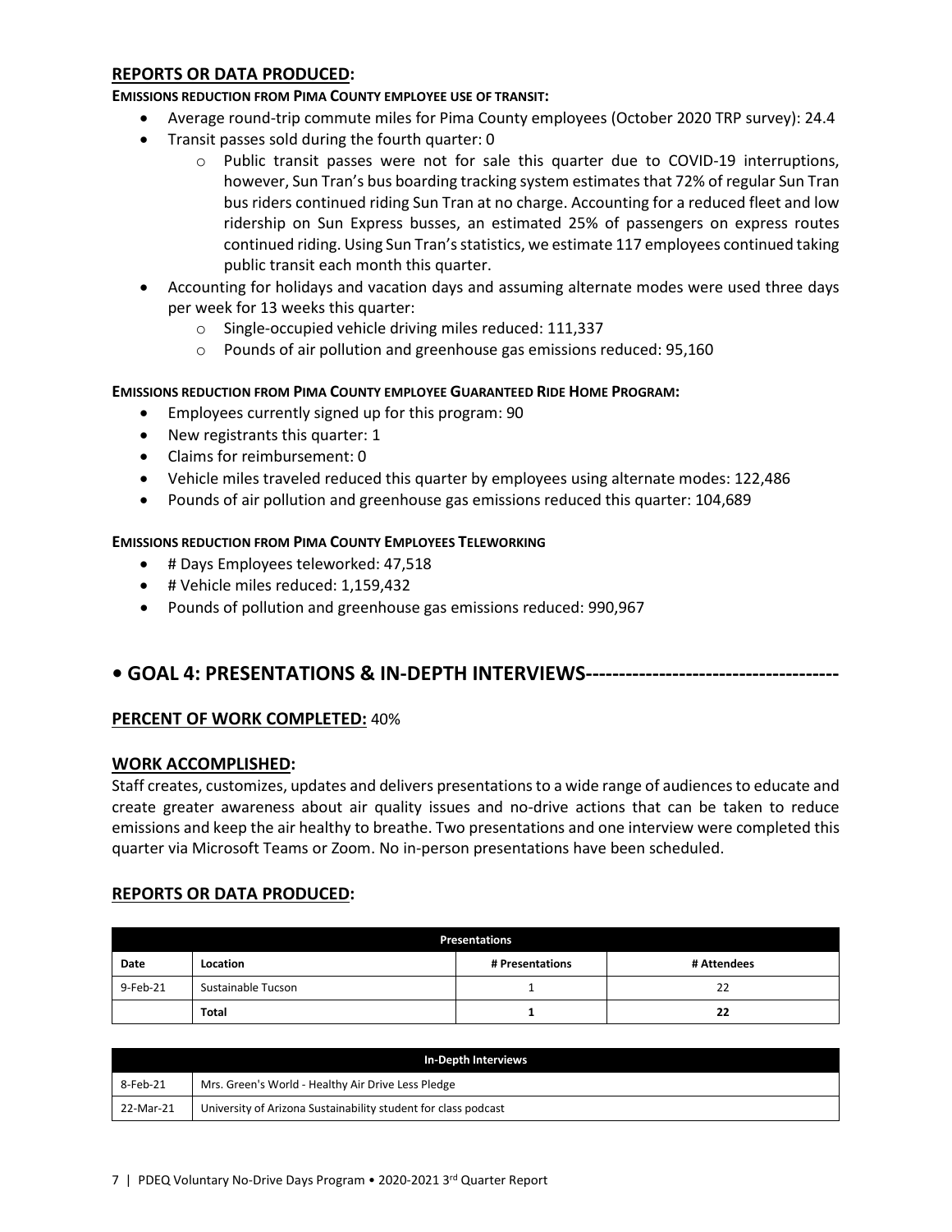## REPORTS OR DATA PRODUCED:

**EMISSIONS REDUCTION FROM PIMA COUNTY EMPLOYEE USE OF TRANSIT:**

- Average round-trip commute miles for Pima County employees (October 2020 TRP survey): 24.4
- Transit passes sold during the fourth quarter: 0
  - Public transit passes were not for sale this quarter due to COVID-19 interruptions, however, Sun Tran's bus boarding tracking system estimates that 72% of regular Sun Tran bus riders continued riding Sun Tran at no charge. Accounting for a reduced fleet and low ridership on Sun Express busses, an estimated 25% of passengers on express routes continued riding. Using Sun Tran's statistics, we estimate 117 employees continued taking public transit each month this quarter.
- Accounting for holidays and vacation days and assuming alternate modes were used three days per week for 13 weeks this quarter:
  - Single-occupied vehicle driving miles reduced: 111,337
  - Pounds of air pollution and greenhouse gas emissions reduced: 95,160

**EMISSIONS REDUCTION FROM PIMA COUNTY EMPLOYEE GUARANTEED RIDE HOME PROGRAM:**

- Employees currently signed up for this program: 90
- New registrants this quarter: 1
- Claims for reimbursement: 0
- Vehicle miles traveled reduced this quarter by employees using alternate modes: 122,486
- Pounds of air pollution and greenhouse gas emissions reduced this quarter: 104,689

**EMISSIONS REDUCTION FROM PIMA COUNTY EMPLOYEES TELEWORKING**

- # Days Employees teleworked: 47,518
- # Vehicle miles reduced: 1,159,432
- Pounds of pollution and greenhouse gas emissions reduced: 990,967

# • GOAL 4: PRESENTATIONS & IN-DEPTH INTERVIEWS-------------------------------------

## PERCENT OF WORK COMPLETED: 40%

## WORK ACCOMPLISHED:

Staff creates, customizes, updates and delivers presentations to a wide range of audiences to educate and create greater awareness about air quality issues and no-drive actions that can be taken to reduce emissions and keep the air healthy to breathe. Two presentations and one interview were completed this quarter via Microsoft Teams or Zoom. No in-person presentations have been scheduled.

## REPORTS OR DATA PRODUCED:

| Presentations | | | |
|---|---|---|---|
| **Date** | **Location** | **# Presentations** | **# Attendees** |
| 9-Feb-21 | Sustainable Tucson | 1 | 22 |
| | **Total** | **1** | **22** |

| In-Depth Interviews | |
|---|---|
| 8-Feb-21 | Mrs. Green's World - Healthy Air Drive Less Pledge |
| 22-Mar-21 | University of Arizona Sustainability student for class podcast |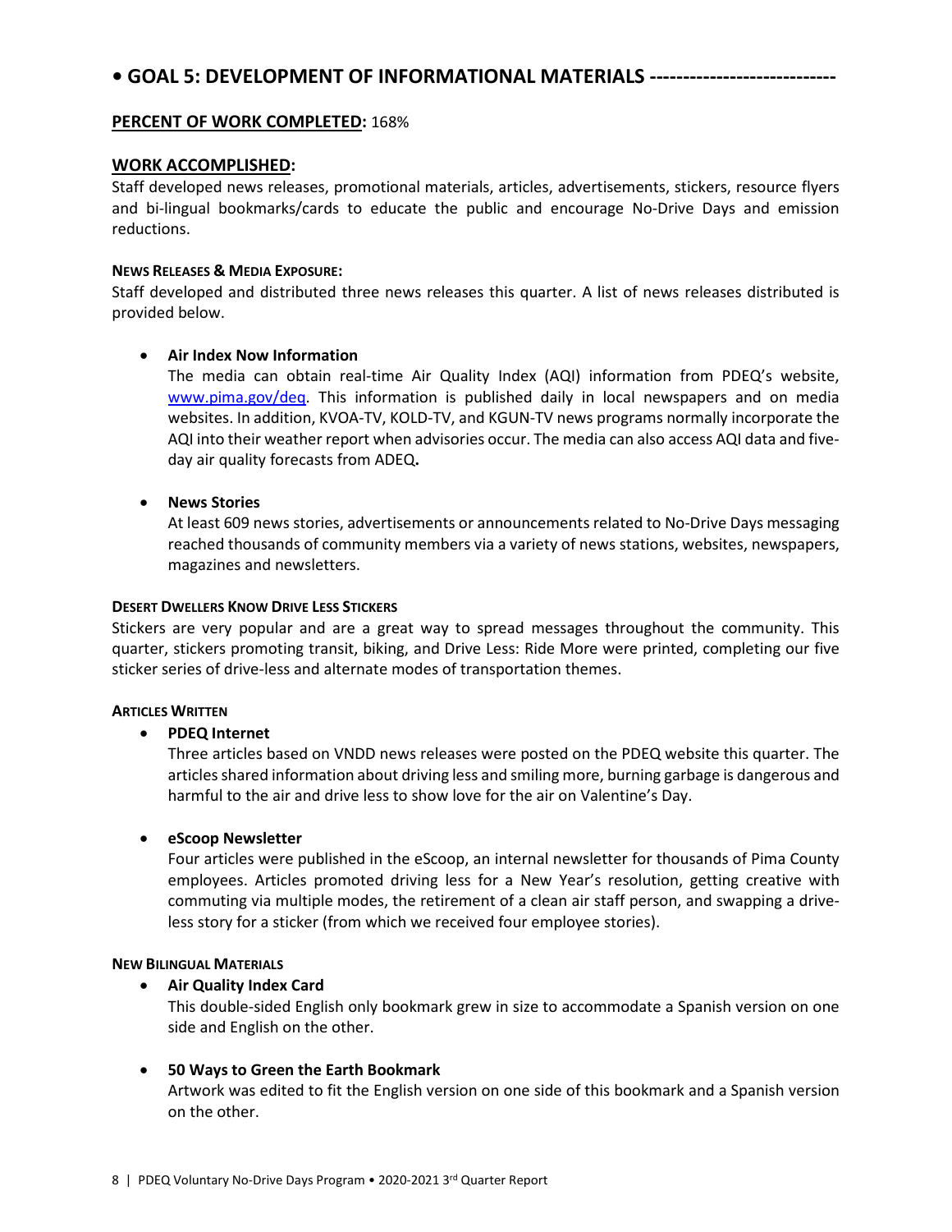## • GOAL 5: DEVELOPMENT OF INFORMATIONAL MATERIALS ----------------------------

**PERCENT OF WORK COMPLETED:** 168%

**WORK ACCOMPLISHED:**

Staff developed news releases, promotional materials, articles, advertisements, stickers, resource flyers and bi-lingual bookmarks/cards to educate the public and encourage No-Drive Days and emission reductions.

**NEWS RELEASES & MEDIA EXPOSURE:**

Staff developed and distributed three news releases this quarter. A list of news releases distributed is provided below.

- **Air Index Now Information**
  The media can obtain real-time Air Quality Index (AQI) information from PDEQ's website, www.pima.gov/deq. This information is published daily in local newspapers and on media websites. In addition, KVOA-TV, KOLD-TV, and KGUN-TV news programs normally incorporate the AQI into their weather report when advisories occur. The media can also access AQI data and five-day air quality forecasts from ADEQ**.**

- **News Stories**
  At least 609 news stories, advertisements or announcements related to No-Drive Days messaging reached thousands of community members via a variety of news stations, websites, newspapers, magazines and newsletters.

**DESERT DWELLERS KNOW DRIVE LESS STICKERS**

Stickers are very popular and are a great way to spread messages throughout the community. This quarter, stickers promoting transit, biking, and Drive Less: Ride More were printed, completing our five sticker series of drive-less and alternate modes of transportation themes.

**ARTICLES WRITTEN**

- **PDEQ Internet**
  Three articles based on VNDD news releases were posted on the PDEQ website this quarter. The articles shared information about driving less and smiling more, burning garbage is dangerous and harmful to the air and drive less to show love for the air on Valentine's Day.

- **eScoop Newsletter**
  Four articles were published in the eScoop, an internal newsletter for thousands of Pima County employees. Articles promoted driving less for a New Year's resolution, getting creative with commuting via multiple modes, the retirement of a clean air staff person, and swapping a drive-less story for a sticker (from which we received four employee stories).

**NEW BILINGUAL MATERIALS**

- **Air Quality Index Card**
  This double-sided English only bookmark grew in size to accommodate a Spanish version on one side and English on the other.

- **50 Ways to Green the Earth Bookmark**
  Artwork was edited to fit the English version on one side of this bookmark and a Spanish version on the other.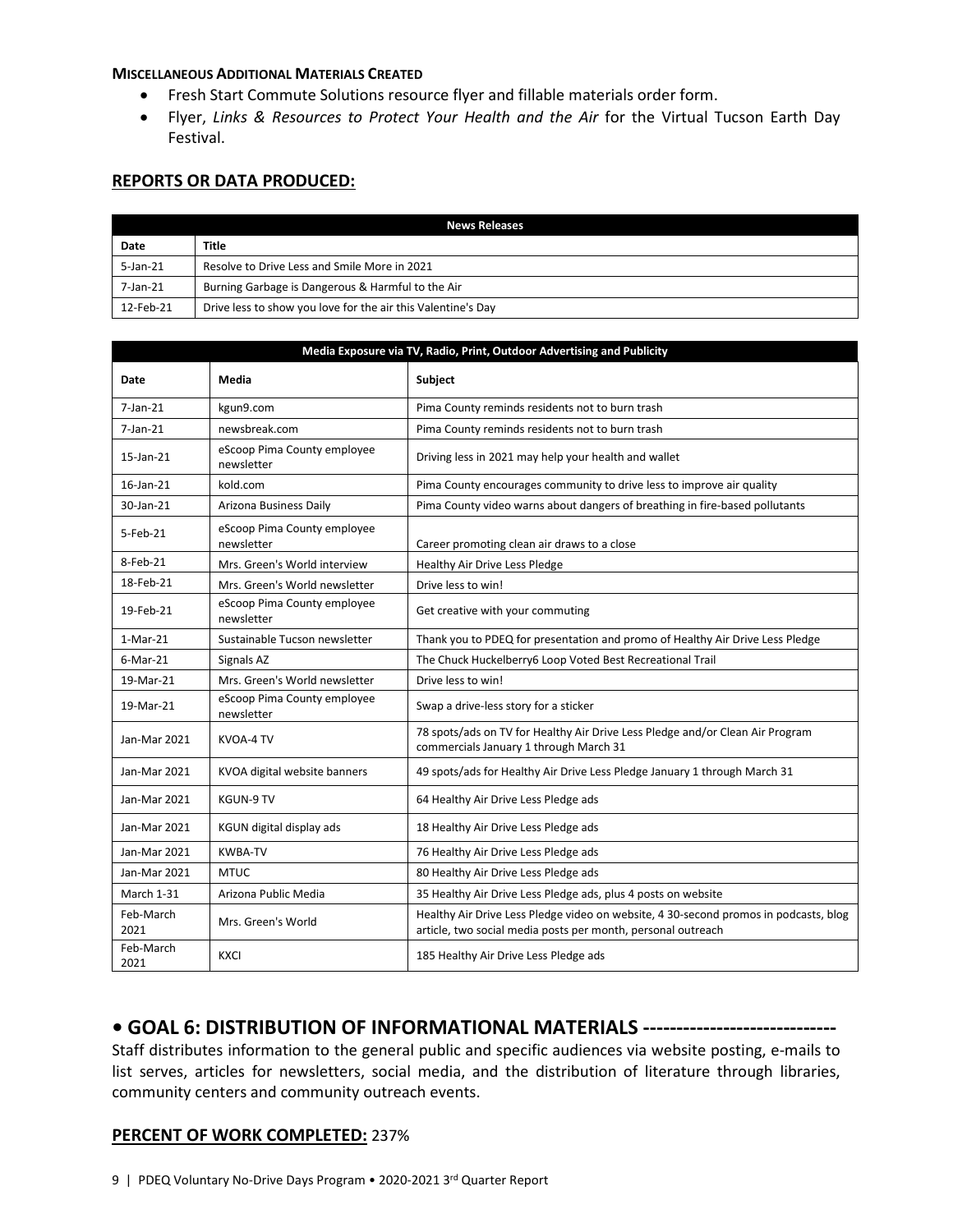**MISCELLANEOUS ADDITIONAL MATERIALS CREATED**

- Fresh Start Commute Solutions resource flyer and fillable materials order form.
- Flyer, *Links & Resources to Protect Your Health and the Air* for the Virtual Tucson Earth Day Festival.

## REPORTS OR DATA PRODUCED:

| News Releases | |
|---|---|
| **Date** | **Title** |
| 5-Jan-21 | Resolve to Drive Less and Smile More in 2021 |
| 7-Jan-21 | Burning Garbage is Dangerous & Harmful to the Air |
| 12-Feb-21 | Drive less to show you love for the air this Valentine's Day |

| Media Exposure via TV, Radio, Print, Outdoor Advertising and Publicity | | |
|---|---|---|
| **Date** | **Media** | **Subject** |
| 7-Jan-21 | kgun9.com | Pima County reminds residents not to burn trash |
| 7-Jan-21 | newsbreak.com | Pima County reminds residents not to burn trash |
| 15-Jan-21 | eScoop Pima County employee newsletter | Driving less in 2021 may help your health and wallet |
| 16-Jan-21 | kold.com | Pima County encourages community to drive less to improve air quality |
| 30-Jan-21 | Arizona Business Daily | Pima County video warns about dangers of breathing in fire-based pollutants |
| 5-Feb-21 | eScoop Pima County employee newsletter | Career promoting clean air draws to a close |
| 8-Feb-21 | Mrs. Green's World interview | Healthy Air Drive Less Pledge |
| 18-Feb-21 | Mrs. Green's World newsletter | Drive less to win! |
| 19-Feb-21 | eScoop Pima County employee newsletter | Get creative with your commuting |
| 1-Mar-21 | Sustainable Tucson newsletter | Thank you to PDEQ for presentation and promo of Healthy Air Drive Less Pledge |
| 6-Mar-21 | Signals AZ | The Chuck Huckelberry6 Loop Voted Best Recreational Trail |
| 19-Mar-21 | Mrs. Green's World newsletter | Drive less to win! |
| 19-Mar-21 | eScoop Pima County employee newsletter | Swap a drive-less story for a sticker |
| Jan-Mar 2021 | KVOA-4 TV | 78 spots/ads on TV for Healthy Air Drive Less Pledge and/or Clean Air Program commercials January 1 through March 31 |
| Jan-Mar 2021 | KVOA digital website banners | 49 spots/ads for Healthy Air Drive Less Pledge January 1 through March 31 |
| Jan-Mar 2021 | KGUN-9 TV | 64 Healthy Air Drive Less Pledge ads |
| Jan-Mar 2021 | KGUN digital display ads | 18 Healthy Air Drive Less Pledge ads |
| Jan-Mar 2021 | KWBA-TV | 76 Healthy Air Drive Less Pledge ads |
| Jan-Mar 2021 | MTUC | 80 Healthy Air Drive Less Pledge ads |
| March 1-31 | Arizona Public Media | 35 Healthy Air Drive Less Pledge ads, plus 4 posts on website |
| Feb-March 2021 | Mrs. Green's World | Healthy Air Drive Less Pledge video on website, 4 30-second promos in podcasts, blog article, two social media posts per month, personal outreach |
| Feb-March 2021 | KXCI | 185 Healthy Air Drive Less Pledge ads |

# • GOAL 6: DISTRIBUTION OF INFORMATIONAL MATERIALS ----------------------------

Staff distributes information to the general public and specific audiences via website posting, e-mails to list serves, articles for newsletters, social media, and the distribution of literature through libraries, community centers and community outreach events.

## PERCENT OF WORK COMPLETED: 237%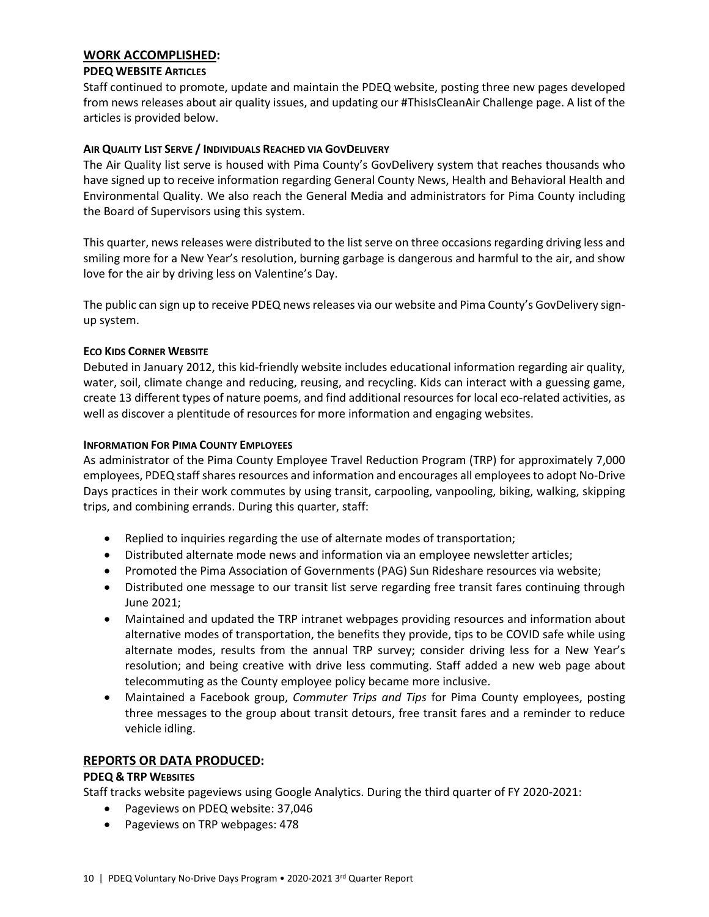## WORK ACCOMPLISHED:

### PDEQ WEBSITE ARTICLES

Staff continued to promote, update and maintain the PDEQ website, posting three new pages developed from news releases about air quality issues, and updating our #ThisIsCleanAir Challenge page. A list of the articles is provided below.

### AIR QUALITY LIST SERVE / INDIVIDUALS REACHED VIA GOVDELIVERY

The Air Quality list serve is housed with Pima County's GovDelivery system that reaches thousands who have signed up to receive information regarding General County News, Health and Behavioral Health and Environmental Quality. We also reach the General Media and administrators for Pima County including the Board of Supervisors using this system.

This quarter, news releases were distributed to the list serve on three occasions regarding driving less and smiling more for a New Year's resolution, burning garbage is dangerous and harmful to the air, and show love for the air by driving less on Valentine's Day.

The public can sign up to receive PDEQ news releases via our website and Pima County's GovDelivery sign-up system.

### ECO KIDS CORNER WEBSITE

Debuted in January 2012, this kid-friendly website includes educational information regarding air quality, water, soil, climate change and reducing, reusing, and recycling. Kids can interact with a guessing game, create 13 different types of nature poems, and find additional resources for local eco-related activities, as well as discover a plentitude of resources for more information and engaging websites.

### INFORMATION FOR PIMA COUNTY EMPLOYEES

As administrator of the Pima County Employee Travel Reduction Program (TRP) for approximately 7,000 employees, PDEQ staff shares resources and information and encourages all employees to adopt No-Drive Days practices in their work commutes by using transit, carpooling, vanpooling, biking, walking, skipping trips, and combining errands. During this quarter, staff:

- Replied to inquiries regarding the use of alternate modes of transportation;
- Distributed alternate mode news and information via an employee newsletter articles;
- Promoted the Pima Association of Governments (PAG) Sun Rideshare resources via website;
- Distributed one message to our transit list serve regarding free transit fares continuing through June 2021;
- Maintained and updated the TRP intranet webpages providing resources and information about alternative modes of transportation, the benefits they provide, tips to be COVID safe while using alternate modes, results from the annual TRP survey; consider driving less for a New Year's resolution; and being creative with drive less commuting. Staff added a new web page about telecommuting as the County employee policy became more inclusive.
- Maintained a Facebook group, *Commuter Trips and Tips* for Pima County employees, posting three messages to the group about transit detours, free transit fares and a reminder to reduce vehicle idling.

## REPORTS OR DATA PRODUCED:

### PDEQ & TRP WEBSITES

Staff tracks website pageviews using Google Analytics. During the third quarter of FY 2020-2021:

- Pageviews on PDEQ website: 37,046
- Pageviews on TRP webpages: 478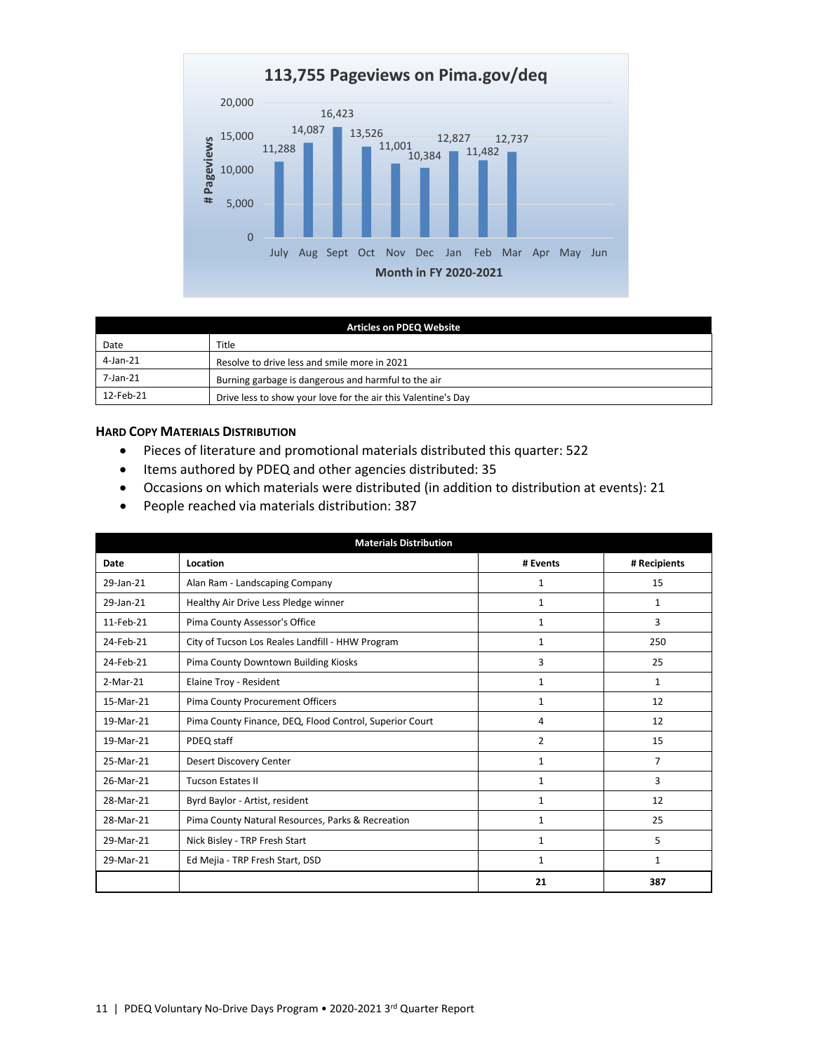**113,755 Pageviews on Pima.gov/deq**

| Month in FY 2020-2021 | # Pageviews |
|---|---|
| July | 11,288 |
| Aug | 14,087 |
| Sept | 16,423 |
| Oct | 13,526 |
| Nov | 11,001 |
| Dec | 10,384 |
| Jan | 12,827 |
| Feb | 11,482 |
| Mar | 12,737 |
| Apr | |
| May | |
| Jun | |

| Articles on PDEQ Website | |
|---|---|
| Date | Title |
| 4-Jan-21 | Resolve to drive less and smile more in 2021 |
| 7-Jan-21 | Burning garbage is dangerous and harmful to the air |
| 12-Feb-21 | Drive less to show your love for the air this Valentine's Day |

### Hard Copy Materials Distribution

- Pieces of literature and promotional materials distributed this quarter: 522
- Items authored by PDEQ and other agencies distributed: 35
- Occasions on which materials were distributed (in addition to distribution at events): 21
- People reached via materials distribution: 387

| Materials Distribution | | | |
|---|---|---|---|
| **Date** | **Location** | **# Events** | **# Recipients** |
| 29-Jan-21 | Alan Ram - Landscaping Company | 1 | 15 |
| 29-Jan-21 | Healthy Air Drive Less Pledge winner | 1 | 1 |
| 11-Feb-21 | Pima County Assessor's Office | 1 | 3 |
| 24-Feb-21 | City of Tucson Los Reales Landfill - HHW Program | 1 | 250 |
| 24-Feb-21 | Pima County Downtown Building Kiosks | 3 | 25 |
| 2-Mar-21 | Elaine Troy - Resident | 1 | 1 |
| 15-Mar-21 | Pima County Procurement Officers | 1 | 12 |
| 19-Mar-21 | Pima County Finance, DEQ, Flood Control, Superior Court | 4 | 12 |
| 19-Mar-21 | PDEQ staff | 2 | 15 |
| 25-Mar-21 | Desert Discovery Center | 1 | 7 |
| 26-Mar-21 | Tucson Estates II | 1 | 3 |
| 28-Mar-21 | Byrd Baylor - Artist, resident | 1 | 12 |
| 28-Mar-21 | Pima County Natural Resources, Parks & Recreation | 1 | 25 |
| 29-Mar-21 | Nick Bisley - TRP Fresh Start | 1 | 5 |
| 29-Mar-21 | Ed Mejia - TRP Fresh Start, DSD | 1 | 1 |
| | | **21** | **387** |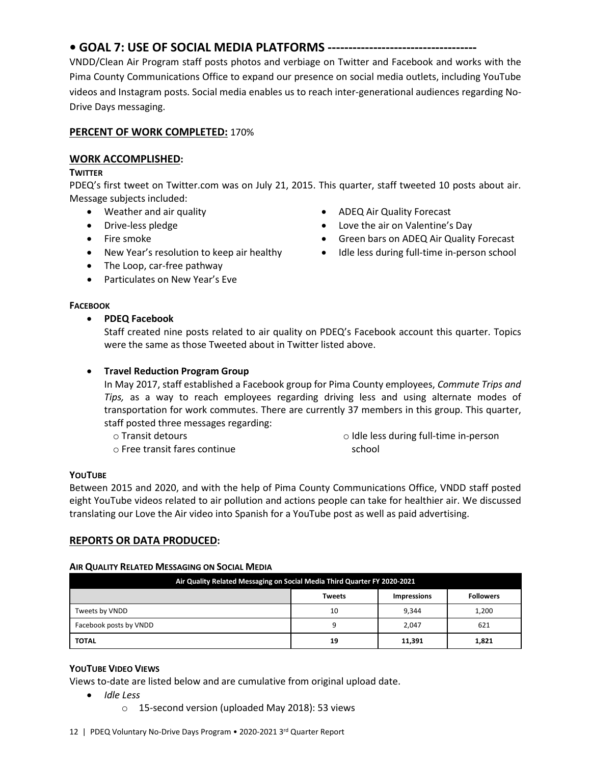# • GOAL 7: USE OF SOCIAL MEDIA PLATFORMS -----------------------------------

VNDD/Clean Air Program staff posts photos and verbiage on Twitter and Facebook and works with the Pima County Communications Office to expand our presence on social media outlets, including YouTube videos and Instagram posts. Social media enables us to reach inter-generational audiences regarding No-Drive Days messaging.

## PERCENT OF WORK COMPLETED: 170%

## WORK ACCOMPLISHED:

**TWITTER**

PDEQ's first tweet on Twitter.com was on July 21, 2015. This quarter, staff tweeted 10 posts about air. Message subjects included:

- Weather and air quality
- Drive-less pledge
- Fire smoke
- New Year's resolution to keep air healthy
- The Loop, car-free pathway
- Particulates on New Year's Eve
- ADEQ Air Quality Forecast
- Love the air on Valentine's Day
- Green bars on ADEQ Air Quality Forecast
- Idle less during full-time in-person school

**FACEBOOK**

- **PDEQ Facebook**

  Staff created nine posts related to air quality on PDEQ's Facebook account this quarter. Topics were the same as those Tweeted about in Twitter listed above.

- **Travel Reduction Program Group**

  In May 2017, staff established a Facebook group for Pima County employees, *Commute Trips and Tips,* as a way to reach employees regarding driving less and using alternate modes of transportation for work commutes. There are currently 37 members in this group. This quarter, staff posted three messages regarding:
  - Transit detours
  - Free transit fares continue
  - Idle less during full-time in-person school

**YOUTUBE**

Between 2015 and 2020, and with the help of Pima County Communications Office, VNDD staff posted eight YouTube videos related to air pollution and actions people can take for healthier air. We discussed translating our Love the Air video into Spanish for a YouTube post as well as paid advertising.

## REPORTS OR DATA PRODUCED:

**AIR QUALITY RELATED MESSAGING ON SOCIAL MEDIA**

| Air Quality Related Messaging on Social Media Third Quarter FY 2020-2021 | | | |
|---|---|---|---|
| | **Tweets** | **Impressions** | **Followers** |
| Tweets by VNDD | 10 | 9,344 | 1,200 |
| Facebook posts by VNDD | 9 | 2,047 | 621 |
| **TOTAL** | **19** | **11,391** | **1,821** |

**YOUTUBE VIDEO VIEWS**

Views to-date are listed below and are cumulative from original upload date.

- *Idle Less*
  - 15-second version (uploaded May 2018): 53 views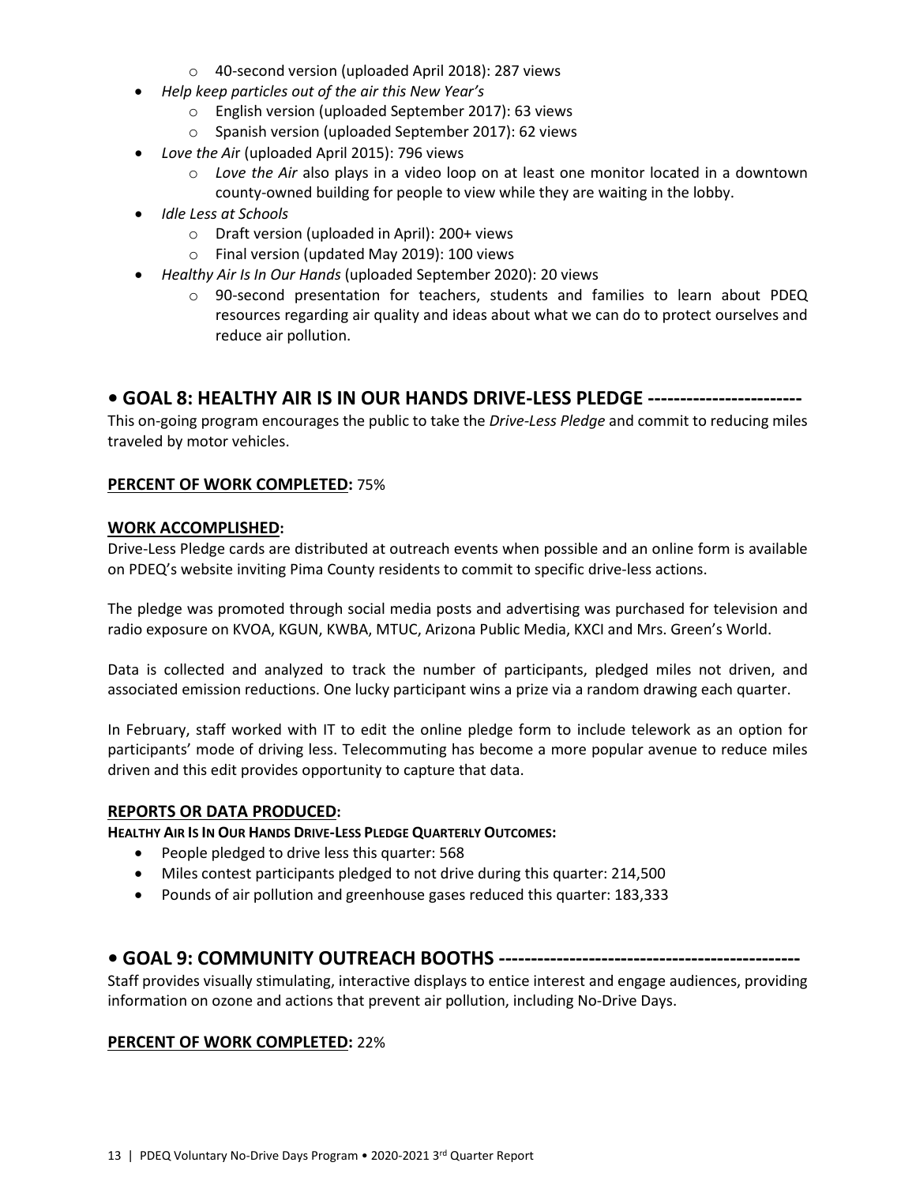- 40-second version (uploaded April 2018): 287 views
- *Help keep particles out of the air this New Year's*
    - English version (uploaded September 2017): 63 views
    - Spanish version (uploaded September 2017): 62 views
- *Love the Air* (uploaded April 2015): 796 views
    - *Love the Air* also plays in a video loop on at least one monitor located in a downtown county-owned building for people to view while they are waiting in the lobby.
- *Idle Less at Schools*
    - Draft version (uploaded in April): 200+ views
    - Final version (updated May 2019): 100 views
- *Healthy Air Is In Our Hands* (uploaded September 2020): 20 views
    - 90-second presentation for teachers, students and families to learn about PDEQ resources regarding air quality and ideas about what we can do to protect ourselves and reduce air pollution.

## • GOAL 8: HEALTHY AIR IS IN OUR HANDS DRIVE-LESS PLEDGE ------------------------

This on-going program encourages the public to take the *Drive-Less Pledge* and commit to reducing miles traveled by motor vehicles.

**PERCENT OF WORK COMPLETED:** 75%

**WORK ACCOMPLISHED:**

Drive-Less Pledge cards are distributed at outreach events when possible and an online form is available on PDEQ's website inviting Pima County residents to commit to specific drive-less actions.

The pledge was promoted through social media posts and advertising was purchased for television and radio exposure on KVOA, KGUN, KWBA, MTUC, Arizona Public Media, KXCI and Mrs. Green's World.

Data is collected and analyzed to track the number of participants, pledged miles not driven, and associated emission reductions. One lucky participant wins a prize via a random drawing each quarter.

In February, staff worked with IT to edit the online pledge form to include telework as an option for participants' mode of driving less. Telecommuting has become a more popular avenue to reduce miles driven and this edit provides opportunity to capture that data.

**REPORTS OR DATA PRODUCED:**

**HEALTHY AIR IS IN OUR HANDS DRIVE-LESS PLEDGE QUARTERLY OUTCOMES:**

- People pledged to drive less this quarter: 568
- Miles contest participants pledged to not drive during this quarter: 214,500
- Pounds of air pollution and greenhouse gases reduced this quarter: 183,333

## • GOAL 9: COMMUNITY OUTREACH BOOTHS ----------------------------------------------

Staff provides visually stimulating, interactive displays to entice interest and engage audiences, providing information on ozone and actions that prevent air pollution, including No-Drive Days.

**PERCENT OF WORK COMPLETED:** 22%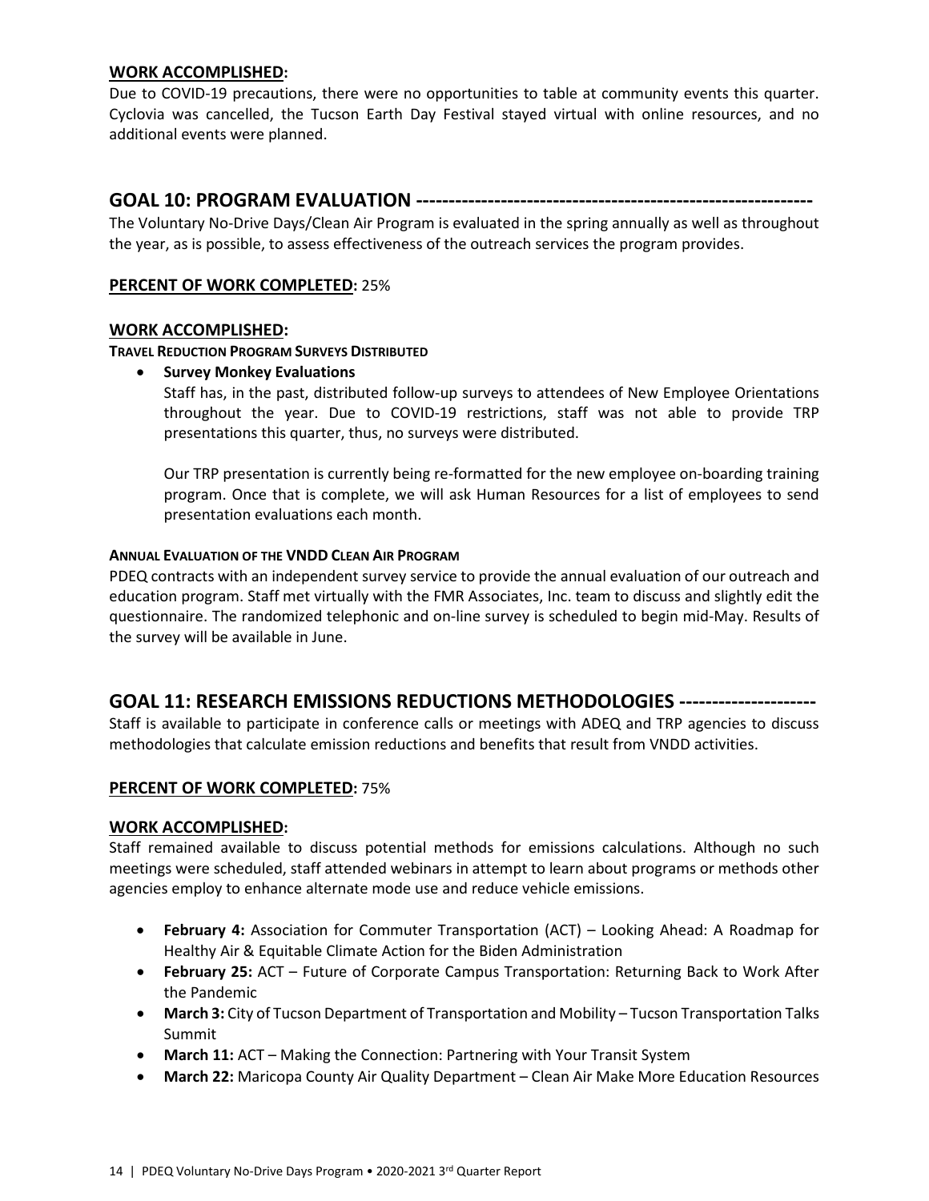**WORK ACCOMPLISHED:**

Due to COVID-19 precautions, there were no opportunities to table at community events this quarter. Cyclovia was cancelled, the Tucson Earth Day Festival stayed virtual with online resources, and no additional events were planned.

## GOAL 10: PROGRAM EVALUATION ------------------------------------------------------------

The Voluntary No-Drive Days/Clean Air Program is evaluated in the spring annually as well as throughout the year, as is possible, to assess effectiveness of the outreach services the program provides.

**PERCENT OF WORK COMPLETED:** 25%

**WORK ACCOMPLISHED:**

**TRAVEL REDUCTION PROGRAM SURVEYS DISTRIBUTED**

- **Survey Monkey Evaluations**

  Staff has, in the past, distributed follow-up surveys to attendees of New Employee Orientations throughout the year. Due to COVID-19 restrictions, staff was not able to provide TRP presentations this quarter, thus, no surveys were distributed.

  Our TRP presentation is currently being re-formatted for the new employee on-boarding training program. Once that is complete, we will ask Human Resources for a list of employees to send presentation evaluations each month.

**ANNUAL EVALUATION OF THE VNDD CLEAN AIR PROGRAM**

PDEQ contracts with an independent survey service to provide the annual evaluation of our outreach and education program. Staff met virtually with the FMR Associates, Inc. team to discuss and slightly edit the questionnaire. The randomized telephonic and on-line survey is scheduled to begin mid-May. Results of the survey will be available in June.

## GOAL 11: RESEARCH EMISSIONS REDUCTIONS METHODOLOGIES ---------------------

Staff is available to participate in conference calls or meetings with ADEQ and TRP agencies to discuss methodologies that calculate emission reductions and benefits that result from VNDD activities.

**PERCENT OF WORK COMPLETED:** 75%

**WORK ACCOMPLISHED:**

Staff remained available to discuss potential methods for emissions calculations. Although no such meetings were scheduled, staff attended webinars in attempt to learn about programs or methods other agencies employ to enhance alternate mode use and reduce vehicle emissions.

- **February 4:** Association for Commuter Transportation (ACT) – Looking Ahead: A Roadmap for Healthy Air & Equitable Climate Action for the Biden Administration
- **February 25:** ACT – Future of Corporate Campus Transportation: Returning Back to Work After the Pandemic
- **March 3:** City of Tucson Department of Transportation and Mobility – Tucson Transportation Talks Summit
- **March 11:** ACT – Making the Connection: Partnering with Your Transit System
- **March 22:** Maricopa County Air Quality Department – Clean Air Make More Education Resources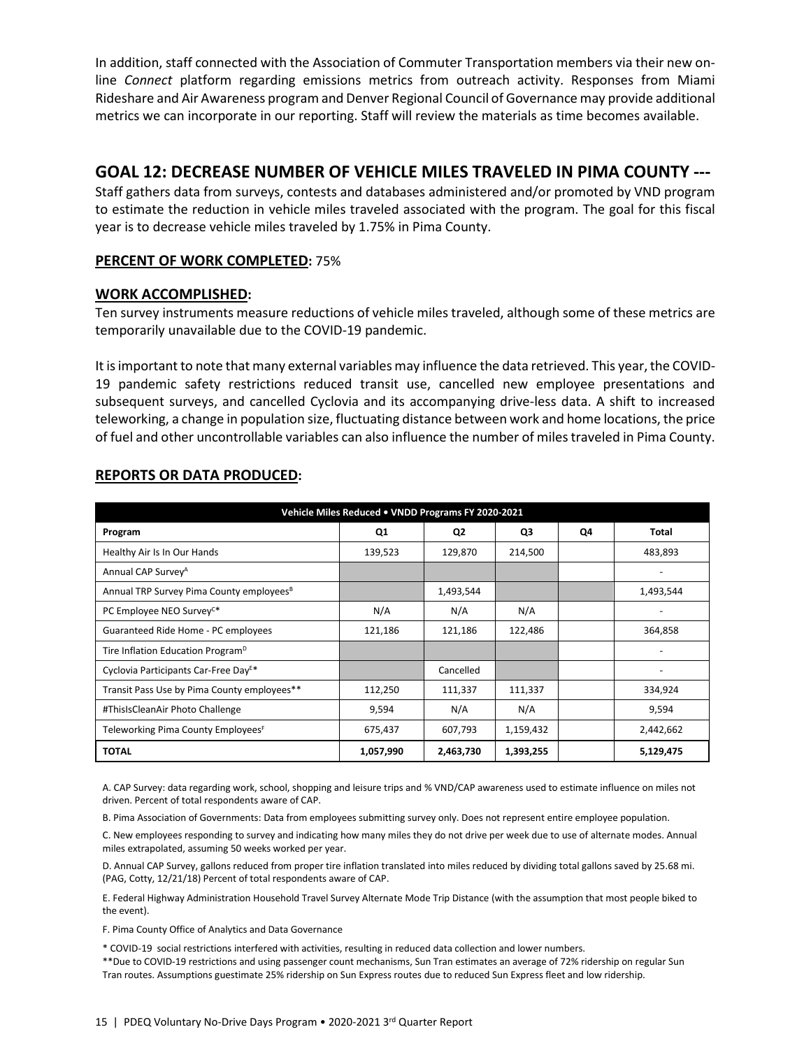In addition, staff connected with the Association of Commuter Transportation members via their new on-line *Connect* platform regarding emissions metrics from outreach activity. Responses from Miami Rideshare and Air Awareness program and Denver Regional Council of Governance may provide additional metrics we can incorporate in our reporting. Staff will review the materials as time becomes available.

## GOAL 12: DECREASE NUMBER OF VEHICLE MILES TRAVELED IN PIMA COUNTY ---

Staff gathers data from surveys, contests and databases administered and/or promoted by VND program to estimate the reduction in vehicle miles traveled associated with the program. The goal for this fiscal year is to decrease vehicle miles traveled by 1.75% in Pima County.

### PERCENT OF WORK COMPLETED: 75%

### WORK ACCOMPLISHED:

Ten survey instruments measure reductions of vehicle miles traveled, although some of these metrics are temporarily unavailable due to the COVID-19 pandemic.

It is important to note that many external variables may influence the data retrieved. This year, the COVID-19 pandemic safety restrictions reduced transit use, cancelled new employee presentations and subsequent surveys, and cancelled Cyclovia and its accompanying drive-less data. A shift to increased teleworking, a change in population size, fluctuating distance between work and home locations, the price of fuel and other uncontrollable variables can also influence the number of miles traveled in Pima County.

### REPORTS OR DATA PRODUCED:

| Vehicle Miles Reduced • VNDD Programs FY 2020-2021 | | | | | |
|---|---|---|---|---|---|
| **Program** | **Q1** | **Q2** | **Q3** | **Q4** | **Total** |
| Healthy Air Is In Our Hands | 139,523 | 129,870 | 214,500 | | 483,893 |
| Annual CAP Survey[A] | | | | | - |
| Annual TRP Survey Pima County employees[B] | | 1,493,544 | | | 1,493,544 |
| PC Employee NEO Survey[C]* | N/A | N/A | N/A | | - |
| Guaranteed Ride Home - PC employees | 121,186 | 121,186 | 122,486 | | 364,858 |
| Tire Inflation Education Program[D] | | | | | - |
| Cyclovia Participants Car-Free Day[E]* | | Cancelled | | | - |
| Transit Pass Use by Pima County employees** | 112,250 | 111,337 | 111,337 | | 334,924 |
| #ThisIsCleanAir Photo Challenge | 9,594 | N/A | N/A | | 9,594 |
| Teleworking Pima County Employees[F] | 675,437 | 607,793 | 1,159,432 | | 2,442,662 |
| **TOTAL** | **1,057,990** | **2,463,730** | **1,393,255** | | **5,129,475** |

A. CAP Survey: data regarding work, school, shopping and leisure trips and % VND/CAP awareness used to estimate influence on miles not driven. Percent of total respondents aware of CAP.

B. Pima Association of Governments: Data from employees submitting survey only. Does not represent entire employee population.

C. New employees responding to survey and indicating how many miles they do not drive per week due to use of alternate modes. Annual miles extrapolated, assuming 50 weeks worked per year.

D. Annual CAP Survey, gallons reduced from proper tire inflation translated into miles reduced by dividing total gallons saved by 25.68 mi. (PAG, Cotty, 12/21/18) Percent of total respondents aware of CAP.

E. Federal Highway Administration Household Travel Survey Alternate Mode Trip Distance (with the assumption that most people biked to the event).

F. Pima County Office of Analytics and Data Governance

\* COVID-19 social restrictions interfered with activities, resulting in reduced data collection and lower numbers.

\*\*Due to COVID-19 restrictions and using passenger count mechanisms, Sun Tran estimates an average of 72% ridership on regular Sun Tran routes. Assumptions guestimate 25% ridership on Sun Express routes due to reduced Sun Express fleet and low ridership.